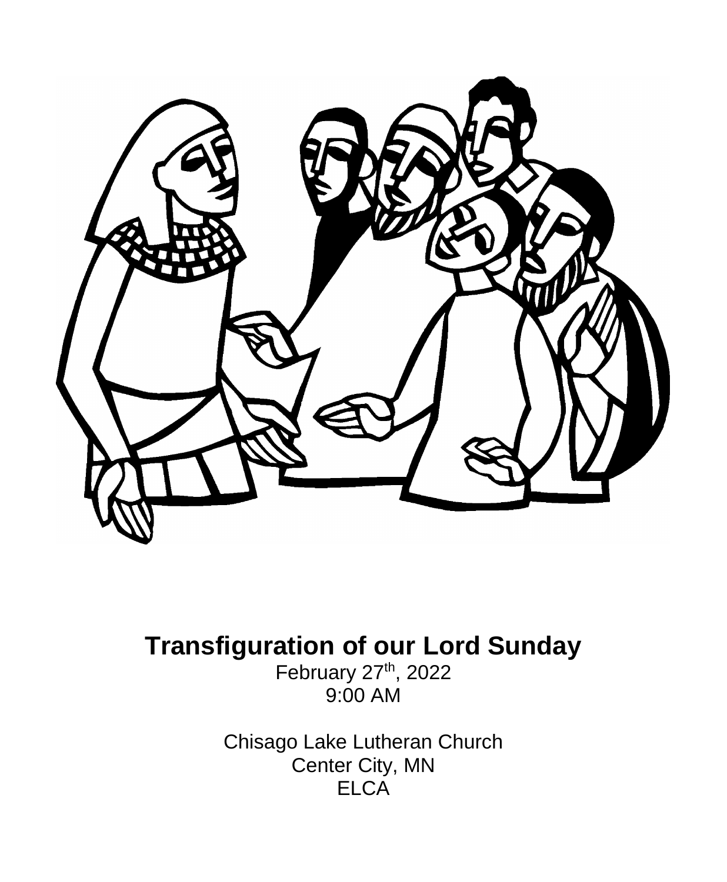# Transfiguration of our Lord Sunday

February 27th, 2022
9:00 AM

Chisago Lake Lutheran Church
Center City, MN
ELCA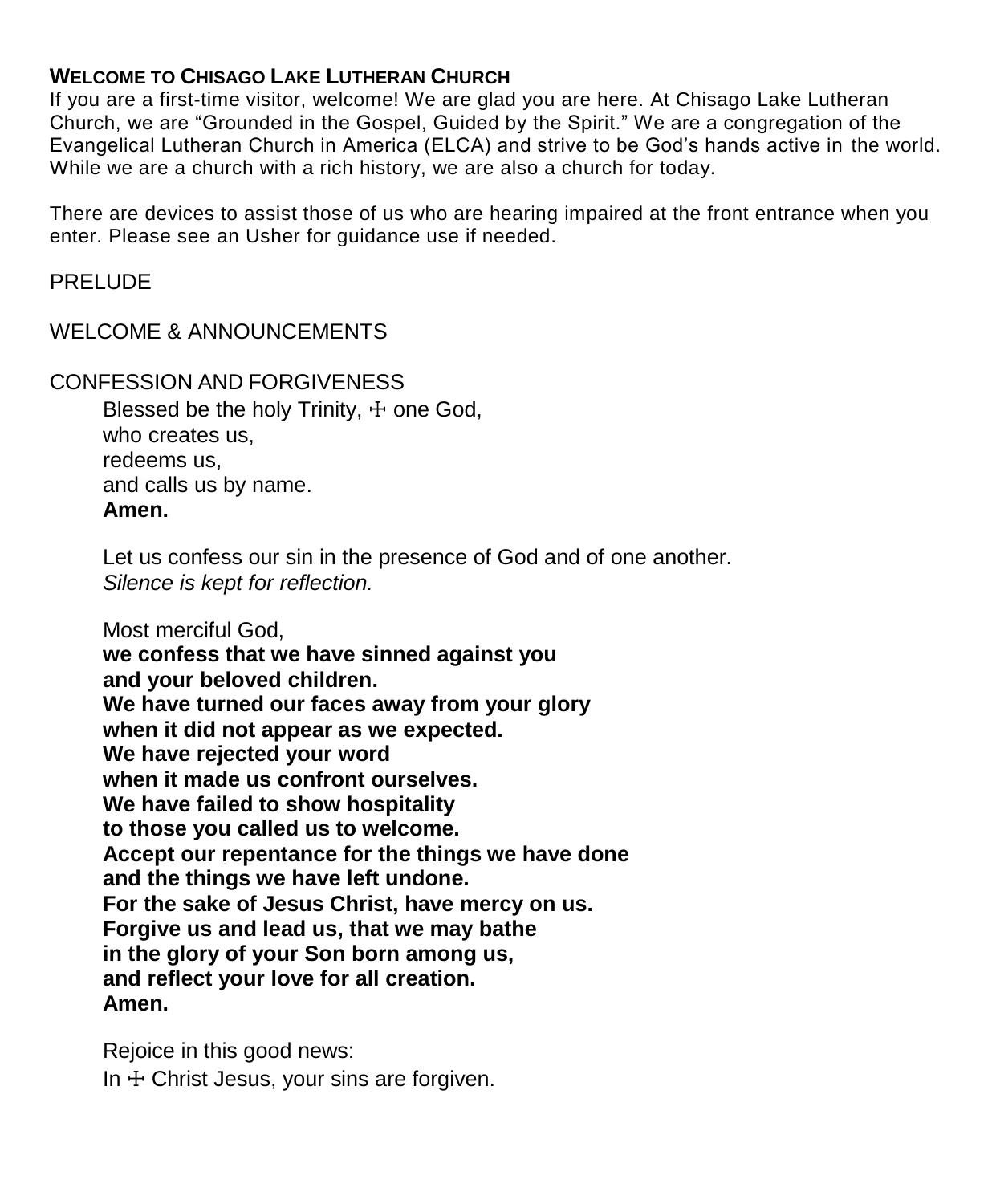**WELCOME TO CHISAGO LAKE LUTHERAN CHURCH**

If you are a first-time visitor, welcome! We are glad you are here. At Chisago Lake Lutheran Church, we are "Grounded in the Gospel, Guided by the Spirit." We are a congregation of the Evangelical Lutheran Church in America (ELCA) and strive to be God's hands active in the world. While we are a church with a rich history, we are also a church for today.

There are devices to assist those of us who are hearing impaired at the front entrance when you enter. Please see an Usher for guidance use if needed.

PRELUDE

WELCOME & ANNOUNCEMENTS

CONFESSION AND FORGIVENESS

Blessed be the holy Trinity, ☩ one God,
who creates us,
redeems us,
and calls us by name.
**Amen.**

Let us confess our sin in the presence of God and of one another.
*Silence is kept for reflection.*

Most merciful God,
**we confess that we have sinned against you**
**and your beloved children.**
**We have turned our faces away from your glory**
**when it did not appear as we expected.**
**We have rejected your word**
**when it made us confront ourselves.**
**We have failed to show hospitality**
**to those you called us to welcome.**
**Accept our repentance for the things we have done**
**and the things we have left undone.**
**For the sake of Jesus Christ, have mercy on us.**
**Forgive us and lead us, that we may bathe**
**in the glory of your Son born among us,**
**and reflect your love for all creation.**
**Amen.**

Rejoice in this good news:
In ☩ Christ Jesus, your sins are forgiven.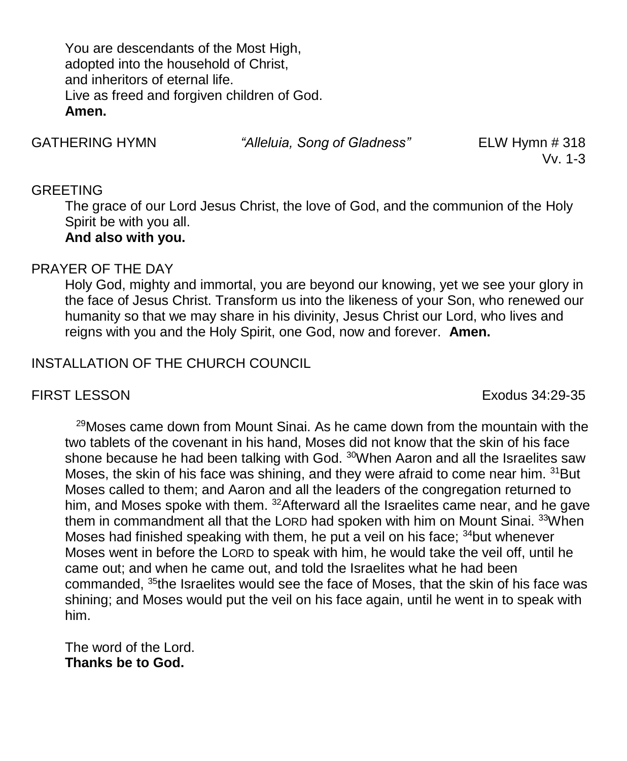You are descendants of the Most High,
adopted into the household of Christ,
and inheritors of eternal life.
Live as freed and forgiven children of God.
**Amen.**

GATHERING HYMN *"Alleluia, Song of Gladness"* ELW Hymn # 318
Vv. 1-3

GREETING

The grace of our Lord Jesus Christ, the love of God, and the communion of the Holy Spirit be with you all.
**And also with you.**

PRAYER OF THE DAY

Holy God, mighty and immortal, you are beyond our knowing, yet we see your glory in the face of Jesus Christ. Transform us into the likeness of your Son, who renewed our humanity so that we may share in his divinity, Jesus Christ our Lord, who lives and reigns with you and the Holy Spirit, one God, now and forever. **Amen.**

INSTALLATION OF THE CHURCH COUNCIL

FIRST LESSON Exodus 34:29-35

[29]Moses came down from Mount Sinai. As he came down from the mountain with the two tablets of the covenant in his hand, Moses did not know that the skin of his face shone because he had been talking with God. [30]When Aaron and all the Israelites saw Moses, the skin of his face was shining, and they were afraid to come near him. [31]But Moses called to them; and Aaron and all the leaders of the congregation returned to him, and Moses spoke with them. [32]Afterward all the Israelites came near, and he gave them in commandment all that the LORD had spoken with him on Mount Sinai. [33]When Moses had finished speaking with them, he put a veil on his face; [34]but whenever Moses went in before the LORD to speak with him, he would take the veil off, until he came out; and when he came out, and told the Israelites what he had been commanded, [35]the Israelites would see the face of Moses, that the skin of his face was shining; and Moses would put the veil on his face again, until he went in to speak with him.

The word of the Lord.
**Thanks be to God.**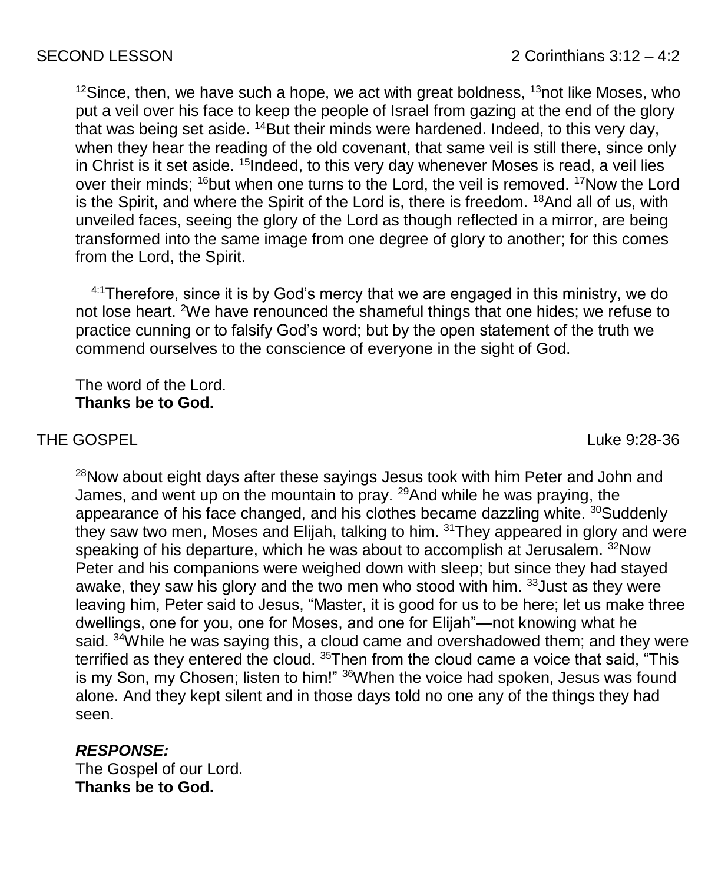SECOND LESSON 2 Corinthians 3:12 – 4:2

[12]Since, then, we have such a hope, we act with great boldness, [13]not like Moses, who put a veil over his face to keep the people of Israel from gazing at the end of the glory that was being set aside. [14]But their minds were hardened. Indeed, to this very day, when they hear the reading of the old covenant, that same veil is still there, since only in Christ is it set aside. [15]Indeed, to this very day whenever Moses is read, a veil lies over their minds; [16]but when one turns to the Lord, the veil is removed. [17]Now the Lord is the Spirit, and where the Spirit of the Lord is, there is freedom. [18]And all of us, with unveiled faces, seeing the glory of the Lord as though reflected in a mirror, are being transformed into the same image from one degree of glory to another; for this comes from the Lord, the Spirit.

[4:1]Therefore, since it is by God's mercy that we are engaged in this ministry, we do not lose heart. [2]We have renounced the shameful things that one hides; we refuse to practice cunning or to falsify God's word; but by the open statement of the truth we commend ourselves to the conscience of everyone in the sight of God.

The word of the Lord.
**Thanks be to God.**

THE GOSPEL Luke 9:28-36

[28]Now about eight days after these sayings Jesus took with him Peter and John and James, and went up on the mountain to pray. [29]And while he was praying, the appearance of his face changed, and his clothes became dazzling white. [30]Suddenly they saw two men, Moses and Elijah, talking to him. [31]They appeared in glory and were speaking of his departure, which he was about to accomplish at Jerusalem. [32]Now Peter and his companions were weighed down with sleep; but since they had stayed awake, they saw his glory and the two men who stood with him. [33]Just as they were leaving him, Peter said to Jesus, "Master, it is good for us to be here; let us make three dwellings, one for you, one for Moses, and one for Elijah"—not knowing what he said. [34]While he was saying this, a cloud came and overshadowed them; and they were terrified as they entered the cloud. [35]Then from the cloud came a voice that said, "This is my Son, my Chosen; listen to him!" [36]When the voice had spoken, Jesus was found alone. And they kept silent and in those days told no one any of the things they had seen.

***RESPONSE:***
The Gospel of our Lord.
**Thanks be to God.**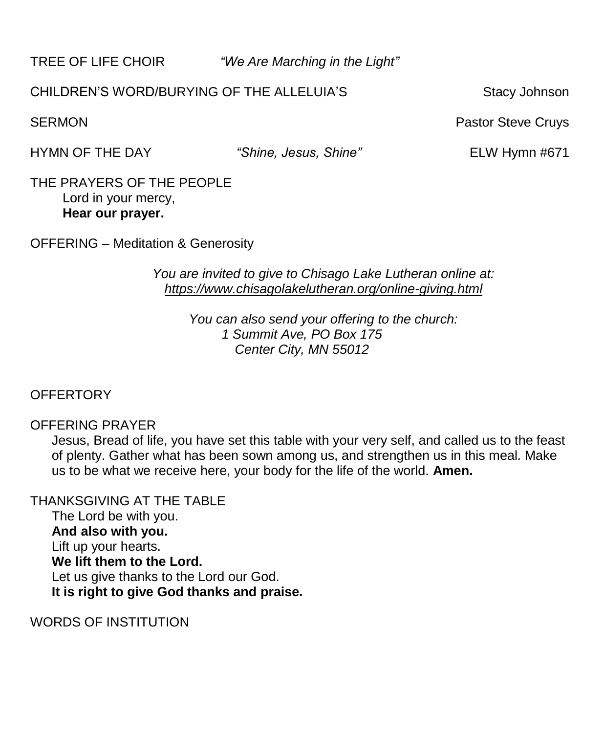TREE OF LIFE CHOIR *"We Are Marching in the Light"*

CHILDREN'S WORD/BURYING OF THE ALLELUIA'S Stacy Johnson

SERMON Pastor Steve Cruys

HYMN OF THE DAY *"Shine, Jesus, Shine"* ELW Hymn #671

THE PRAYERS OF THE PEOPLE

Lord in your mercy,
**Hear our prayer.**

OFFERING – Meditation & Generosity

*You are invited to give to Chisago Lake Lutheran online at:*
*https://www.chisagolakelutheran.org/online-giving.html*

*You can also send your offering to the church:*
*1 Summit Ave, PO Box 175*
*Center City, MN 55012*

OFFERTORY

OFFERING PRAYER

Jesus, Bread of life, you have set this table with your very self, and called us to the feast of plenty. Gather what has been sown among us, and strengthen us in this meal. Make us to be what we receive here, your body for the life of the world. **Amen.**

THANKSGIVING AT THE TABLE

The Lord be with you.
**And also with you.**
Lift up your hearts.
**We lift them to the Lord.**
Let us give thanks to the Lord our God.
**It is right to give God thanks and praise.**

WORDS OF INSTITUTION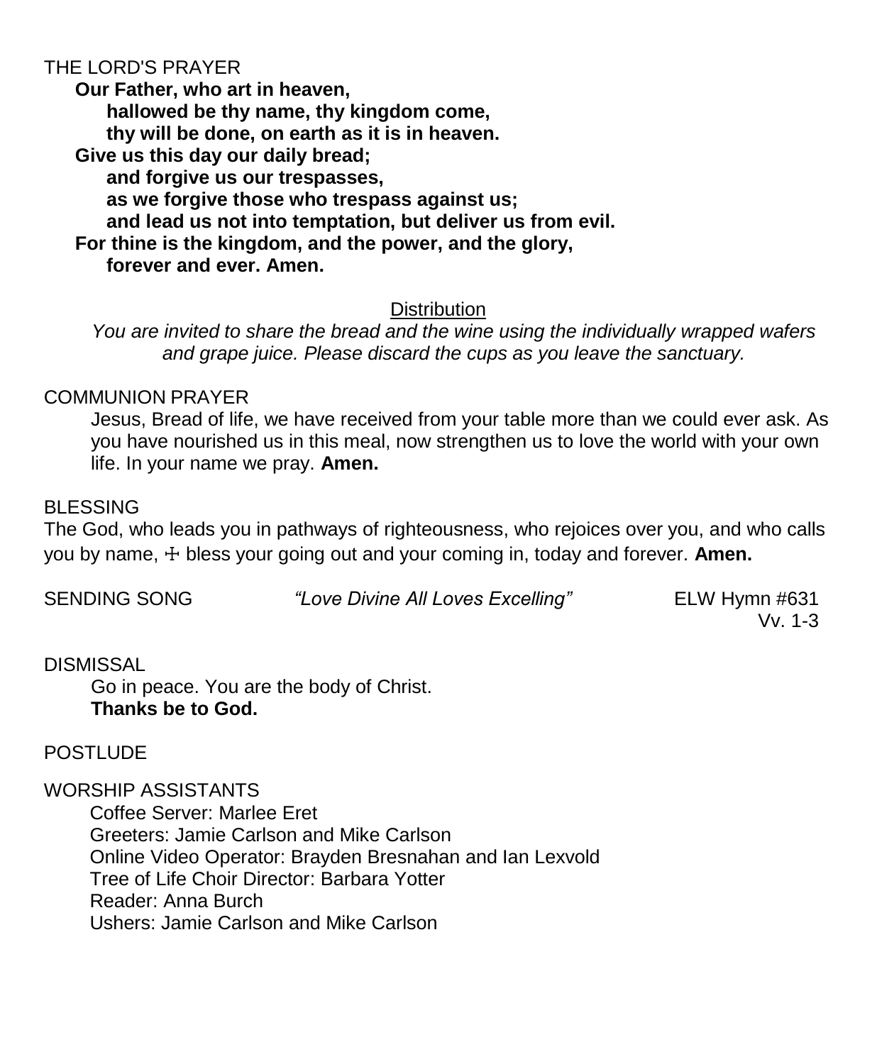## THE LORD'S PRAYER

**Our Father, who art in heaven,**
**hallowed be thy name, thy kingdom come,**
**thy will be done, on earth as it is in heaven.**
**Give us this day our daily bread;**
**and forgive us our trespasses,**
**as we forgive those who trespass against us;**
**and lead us not into temptation, but deliver us from evil.**
**For thine is the kingdom, and the power, and the glory,**
**forever and ever. Amen.**

<u>Distribution</u>

*You are invited to share the bread and the wine using the individually wrapped wafers and grape juice. Please discard the cups as you leave the sanctuary.*

## COMMUNION PRAYER

Jesus, Bread of life, we have received from your table more than we could ever ask. As you have nourished us in this meal, now strengthen us to love the world with your own life. In your name we pray. **Amen.**

## BLESSING

The God, who leads you in pathways of righteousness, who rejoices over you, and who calls you by name, ☩ bless your going out and your coming in, today and forever. **Amen.**

SENDING SONG *"Love Divine All Loves Excelling"* ELW Hymn #631 Vv. 1-3

## DISMISSAL

Go in peace. You are the body of Christ.
**Thanks be to God.**

## POSTLUDE

## WORSHIP ASSISTANTS

Coffee Server: Marlee Eret
Greeters: Jamie Carlson and Mike Carlson
Online Video Operator: Brayden Bresnahan and Ian Lexvold
Tree of Life Choir Director: Barbara Yotter
Reader: Anna Burch
Ushers: Jamie Carlson and Mike Carlson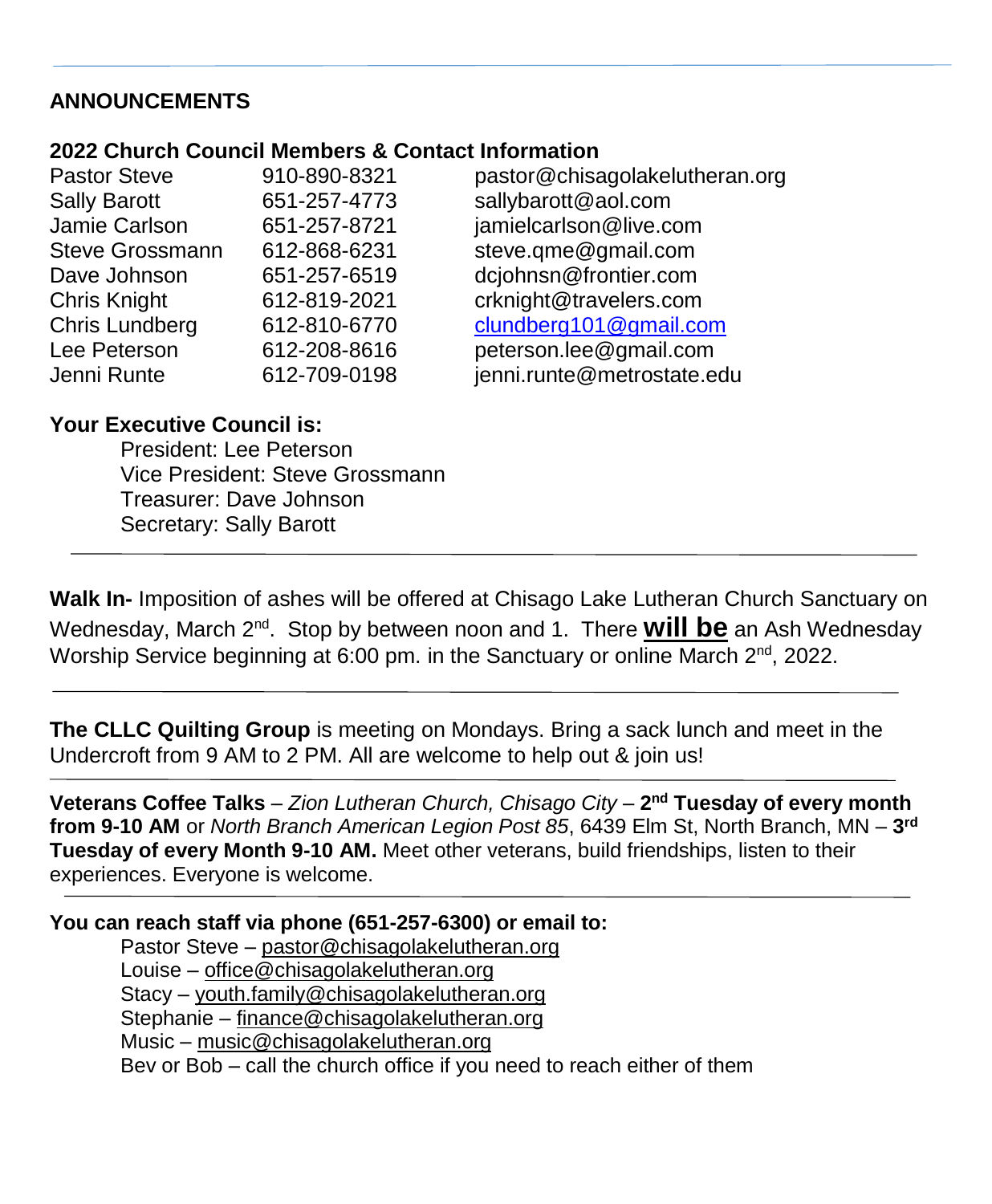## ANNOUNCEMENTS

### 2022 Church Council Members & Contact Information

| | | |
|---|---|---|
| Pastor Steve | 910-890-8321 | pastor@chisagolakelutheran.org |
| Sally Barott | 651-257-4773 | sallybarott@aol.com |
| Jamie Carlson | 651-257-8721 | jamielcarlson@live.com |
| Steve Grossmann | 612-868-6231 | steve.qme@gmail.com |
| Dave Johnson | 651-257-6519 | dcjohnsn@frontier.com |
| Chris Knight | 612-819-2021 | crknight@travelers.com |
| Chris Lundberg | 612-810-6770 | clundberg101@gmail.com |
| Lee Peterson | 612-208-8616 | peterson.lee@gmail.com |
| Jenni Runte | 612-709-0198 | jenni.runte@metrostate.edu |

**Your Executive Council is:**

President: Lee Peterson
Vice President: Steve Grossmann
Treasurer: Dave Johnson
Secretary: Sally Barott

---

**Walk In-** Imposition of ashes will be offered at Chisago Lake Lutheran Church Sanctuary on Wednesday, March 2nd. Stop by between noon and 1. There **will be** an Ash Wednesday Worship Service beginning at 6:00 pm. in the Sanctuary or online March 2nd, 2022.

---

**The CLLC Quilting Group** is meeting on Mondays. Bring a sack lunch and meet in the Undercroft from 9 AM to 2 PM. All are welcome to help out & join us!

---

**Veterans Coffee Talks** – *Zion Lutheran Church, Chisago City* – **2nd Tuesday of every month from 9-10 AM** or *North Branch American Legion Post 85*, 6439 Elm St, North Branch, MN – **3rd Tuesday of every Month 9-10 AM.** Meet other veterans, build friendships, listen to their experiences. Everyone is welcome.

---

**You can reach staff via phone (651-257-6300) or email to:**

Pastor Steve – pastor@chisagolakelutheran.org
Louise – office@chisagolakelutheran.org
Stacy – youth.family@chisagolakelutheran.org
Stephanie – finance@chisagolakelutheran.org
Music – music@chisagolakelutheran.org
Bev or Bob – call the church office if you need to reach either of them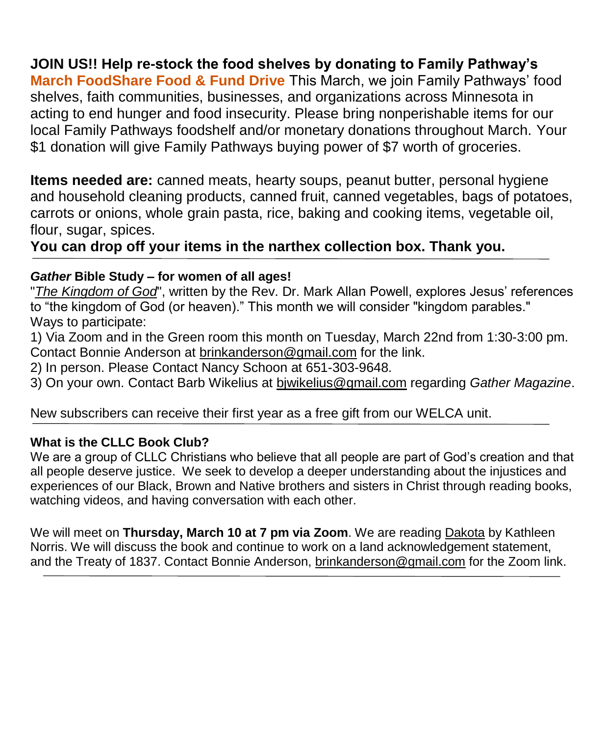**JOIN US!! Help re-stock the food shelves by donating to Family Pathway's March FoodShare Food & Fund Drive** This March, we join Family Pathways' food shelves, faith communities, businesses, and organizations across Minnesota in acting to end hunger and food insecurity. Please bring nonperishable items for our local Family Pathways foodshelf and/or monetary donations throughout March. Your $1 donation will give Family Pathways buying power of $7 worth of groceries.

**Items needed are:** canned meats, hearty soups, peanut butter, personal hygiene and household cleaning products, canned fruit, canned vegetables, bags of potatoes, carrots or onions, whole grain pasta, rice, baking and cooking items, vegetable oil, flour, sugar, spices.

**You can drop off your items in the narthex collection box. Thank you.**

---

***Gather* Bible Study – for women of all ages!**

"*The Kingdom of God*", written by the Rev. Dr. Mark Allan Powell, explores Jesus' references to "the kingdom of God (or heaven)." This month we will consider "kingdom parables."

Ways to participate:

1) Via Zoom and in the Green room this month on Tuesday, March 22nd from 1:30-3:00 pm. Contact Bonnie Anderson at brinkanderson@gmail.com for the link.
2) In person. Please Contact Nancy Schoon at 651-303-9648.
3) On your own. Contact Barb Wikelius at bjwikelius@gmail.com regarding *Gather Magazine*.

New subscribers can receive their first year as a free gift from our WELCA unit.

---

**What is the CLLC Book Club?**

We are a group of CLLC Christians who believe that all people are part of God's creation and that all people deserve justice. We seek to develop a deeper understanding about the injustices and experiences of our Black, Brown and Native brothers and sisters in Christ through reading books, watching videos, and having conversation with each other.

We will meet on **Thursday, March 10 at 7 pm via Zoom**. We are reading Dakota by Kathleen Norris. We will discuss the book and continue to work on a land acknowledgement statement, and the Treaty of 1837. Contact Bonnie Anderson, brinkanderson@gmail.com for the Zoom link.

---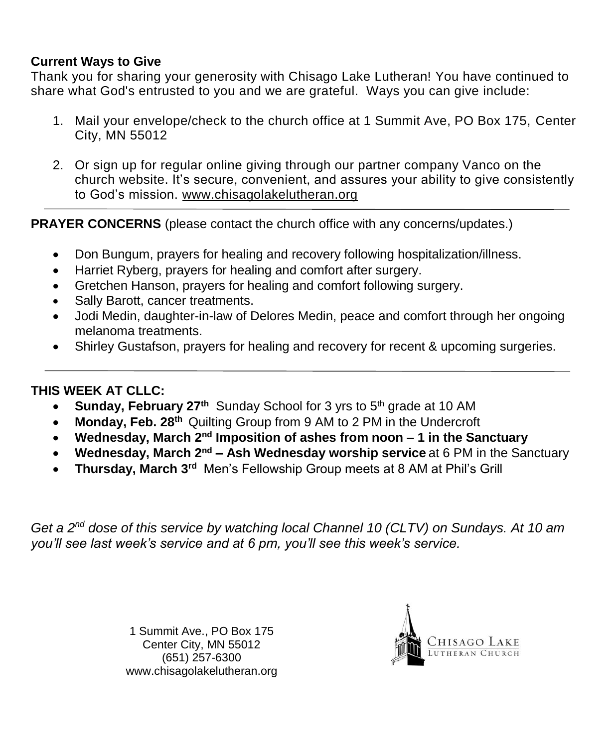**Current Ways to Give**

Thank you for sharing your generosity with Chisago Lake Lutheran! You have continued to share what God's entrusted to you and we are grateful. Ways you can give include:

1. Mail your envelope/check to the church office at 1 Summit Ave, PO Box 175, Center City, MN 55012
2. Or sign up for regular online giving through our partner company Vanco on the church website. It's secure, convenient, and assures your ability to give consistently to God's mission. www.chisagolakelutheran.org

---

**PRAYER CONCERNS** (please contact the church office with any concerns/updates.)

- Don Bungum, prayers for healing and recovery following hospitalization/illness.
- Harriet Ryberg, prayers for healing and comfort after surgery.
- Gretchen Hanson, prayers for healing and comfort following surgery.
- Sally Barott, cancer treatments.
- Jodi Medin, daughter-in-law of Delores Medin, peace and comfort through her ongoing melanoma treatments.
- Shirley Gustafson, prayers for healing and recovery for recent & upcoming surgeries.

---

**THIS WEEK AT CLLC:**

- **Sunday, February 27th** Sunday School for 3 yrs to 5th grade at 10 AM
- **Monday, Feb. 28th** Quilting Group from 9 AM to 2 PM in the Undercroft
- **Wednesday, March 2nd Imposition of ashes from noon – 1 in the Sanctuary**
- **Wednesday, March 2nd – Ash Wednesday worship service** at 6 PM in the Sanctuary
- **Thursday, March 3rd** Men's Fellowship Group meets at 8 AM at Phil's Grill

*Get a 2nd dose of this service by watching local Channel 10 (CLTV) on Sundays. At 10 am you'll see last week's service and at 6 pm, you'll see this week's service.*

1 Summit Ave., PO Box 175
Center City, MN 55012
(651) 257-6300
www.chisagolakelutheran.org

Chisago Lake Lutheran Church